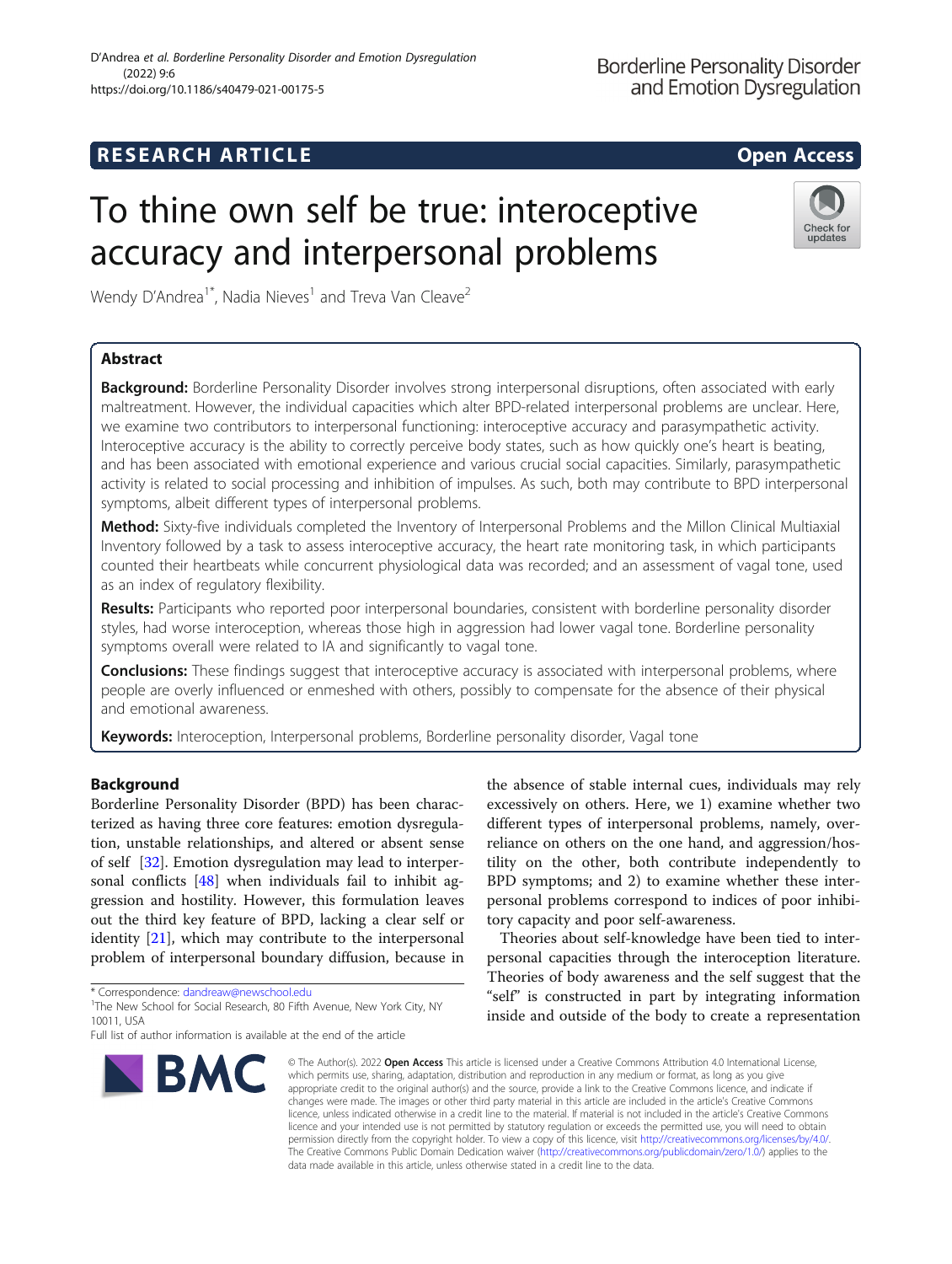RESEARCH ARTICLE

Open Access

# To thine own self be true: interoceptive accuracy and interpersonal problems

Wendy D'Andrea[1*], Nadia Nieves[1] and Treva Van Cleave[2]

## Abstract

**Background:** Borderline Personality Disorder involves strong interpersonal disruptions, often associated with early maltreatment. However, the individual capacities which alter BPD-related interpersonal problems are unclear. Here, we examine two contributors to interpersonal functioning: interoceptive accuracy and parasympathetic activity. Interoceptive accuracy is the ability to correctly perceive body states, such as how quickly one's heart is beating, and has been associated with emotional experience and various crucial social capacities. Similarly, parasympathetic activity is related to social processing and inhibition of impulses. As such, both may contribute to BPD interpersonal symptoms, albeit different types of interpersonal problems.

**Method:** Sixty-five individuals completed the Inventory of Interpersonal Problems and the Millon Clinical Multiaxial Inventory followed by a task to assess interoceptive accuracy, the heart rate monitoring task, in which participants counted their heartbeats while concurrent physiological data was recorded; and an assessment of vagal tone, used as an index of regulatory flexibility.

**Results:** Participants who reported poor interpersonal boundaries, consistent with borderline personality disorder styles, had worse interoception, whereas those high in aggression had lower vagal tone. Borderline personality symptoms overall were related to IA and significantly to vagal tone.

**Conclusions:** These findings suggest that interoceptive accuracy is associated with interpersonal problems, where people are overly influenced or enmeshed with others, possibly to compensate for the absence of their physical and emotional awareness.

**Keywords:** Interoception, Interpersonal problems, Borderline personality disorder, Vagal tone

## Background

Borderline Personality Disorder (BPD) has been characterized as having three core features: emotion dysregulation, unstable relationships, and altered or absent sense of self [32]. Emotion dysregulation may lead to interpersonal conflicts [48] when individuals fail to inhibit aggression and hostility. However, this formulation leaves out the third key feature of BPD, lacking a clear self or identity [21], which may contribute to the interpersonal problem of interpersonal boundary diffusion, because in the absence of stable internal cues, individuals may rely excessively on others. Here, we 1) examine whether two different types of interpersonal problems, namely, over-reliance on others on the one hand, and aggression/hostility on the other, both contribute independently to BPD symptoms; and 2) to examine whether these interpersonal problems correspond to indices of poor inhibitory capacity and poor self-awareness.

Theories about self-knowledge have been tied to interpersonal capacities through the interoception literature. Theories of body awareness and the self suggest that the "self" is constructed in part by integrating information inside and outside of the body to create a representation

\* Correspondence: dandreaw@newschool.edu
[1]The New School for Social Research, 80 Fifth Avenue, New York City, NY 10011, USA
Full list of author information is available at the end of the article

© The Author(s). 2022 **Open Access** This article is licensed under a Creative Commons Attribution 4.0 International License, which permits use, sharing, adaptation, distribution and reproduction in any medium or format, as long as you give appropriate credit to the original author(s) and the source, provide a link to the Creative Commons licence, and indicate if changes were made. The images or other third party material in this article are included in the article's Creative Commons licence, unless indicated otherwise in a credit line to the material. If material is not included in the article's Creative Commons licence and your intended use is not permitted by statutory regulation or exceeds the permitted use, you will need to obtain permission directly from the copyright holder. To view a copy of this licence, visit http://creativecommons.org/licenses/by/4.0/. The Creative Commons Public Domain Dedication waiver (http://creativecommons.org/publicdomain/zero/1.0/) applies to the data made available in this article, unless otherwise stated in a credit line to the data.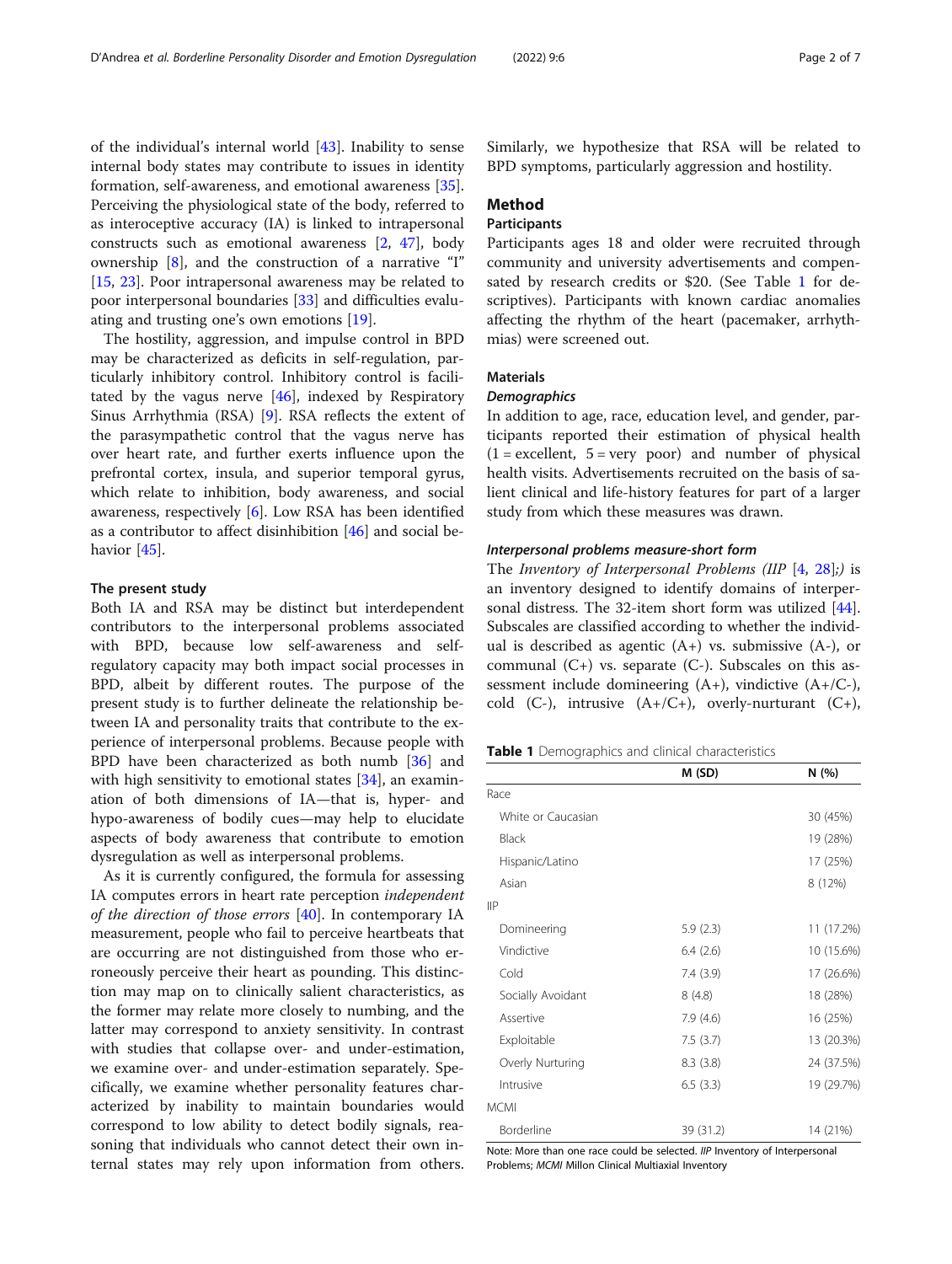of the individual's internal world [43]. Inability to sense internal body states may contribute to issues in identity formation, self-awareness, and emotional awareness [35]. Perceiving the physiological state of the body, referred to as interoceptive accuracy (IA) is linked to intrapersonal constructs such as emotional awareness [2, 47], body ownership [8], and the construction of a narrative "I" [15, 23]. Poor intrapersonal awareness may be related to poor interpersonal boundaries [33] and difficulties evaluating and trusting one's own emotions [19].

The hostility, aggression, and impulse control in BPD may be characterized as deficits in self-regulation, particularly inhibitory control. Inhibitory control is facilitated by the vagus nerve [46], indexed by Respiratory Sinus Arrhythmia (RSA) [9]. RSA reflects the extent of the parasympathetic control that the vagus nerve has over heart rate, and further exerts influence upon the prefrontal cortex, insula, and superior temporal gyrus, which relate to inhibition, body awareness, and social awareness, respectively [6]. Low RSA has been identified as a contributor to affect disinhibition [46] and social behavior [45].

### The present study

Both IA and RSA may be distinct but interdependent contributors to the interpersonal problems associated with BPD, because low self-awareness and self-regulatory capacity may both impact social processes in BPD, albeit by different routes. The purpose of the present study is to further delineate the relationship between IA and personality traits that contribute to the experience of interpersonal problems. Because people with BPD have been characterized as both numb [36] and with high sensitivity to emotional states [34], an examination of both dimensions of IA—that is, hyper- and hypo-awareness of bodily cues—may help to elucidate aspects of body awareness that contribute to emotion dysregulation as well as interpersonal problems.

As it is currently configured, the formula for assessing IA computes errors in heart rate perception *independent of the direction of those errors* [40]. In contemporary IA measurement, people who fail to perceive heartbeats that are occurring are not distinguished from those who erroneously perceive their heart as pounding. This distinction may map on to clinically salient characteristics, as the former may relate more closely to numbing, and the latter may correspond to anxiety sensitivity. In contrast with studies that collapse over- and under-estimation, we examine over- and under-estimation separately. Specifically, we examine whether personality features characterized by inability to maintain boundaries would correspond to low ability to detect bodily signals, reasoning that individuals who cannot detect their own internal states may rely upon information from others. Similarly, we hypothesize that RSA will be related to BPD symptoms, particularly aggression and hostility.

## Method

### Participants

Participants ages 18 and older were recruited through community and university advertisements and compensated by research credits or $20. (See Table 1 for descriptives). Participants with known cardiac anomalies affecting the rhythm of the heart (pacemaker, arrhythmias) were screened out.

### Materials

#### *Demographics*

In addition to age, race, education level, and gender, participants reported their estimation of physical health (1 = excellent, 5 = very poor) and number of physical health visits. Advertisements recruited on the basis of salient clinical and life-history features for part of a larger study from which these measures was drawn.

#### *Interpersonal problems measure-short form*

The *Inventory of Interpersonal Problems (IIP* [4, 28]*;)* is an inventory designed to identify domains of interpersonal distress. The 32-item short form was utilized [44]. Subscales are classified according to whether the individual is described as agentic (A+) vs. submissive (A-), or communal (C+) vs. separate (C-). Subscales on this assessment include domineering (A+), vindictive (A+/C-), cold (C-), intrusive (A+/C+), overly-nurturant (C+),

**Table 1** Demographics and clinical characteristics

| | M (SD) | N (%) |
|---|---|---|
| Race | | |
| White or Caucasian | | 30 (45%) |
| Black | | 19 (28%) |
| Hispanic/Latino | | 17 (25%) |
| Asian | | 8 (12%) |
| IIP | | |
| Domineering | 5.9 (2.3) | 11 (17.2%) |
| Vindictive | 6.4 (2.6) | 10 (15.6%) |
| Cold | 7.4 (3.9) | 17 (26.6%) |
| Socially Avoidant | 8 (4.8) | 18 (28%) |
| Assertive | 7.9 (4.6) | 16 (25%) |
| Exploitable | 7.5 (3.7) | 13 (20.3%) |
| Overly Nurturing | 8.3 (3.8) | 24 (37.5%) |
| Intrusive | 6.5 (3.3) | 19 (29.7%) |
| MCMI | | |
| Borderline | 39 (31.2) | 14 (21%) |

Note: More than one race could be selected. *IIP* Inventory of Interpersonal Problems; *MCMI* Millon Clinical Multiaxial Inventory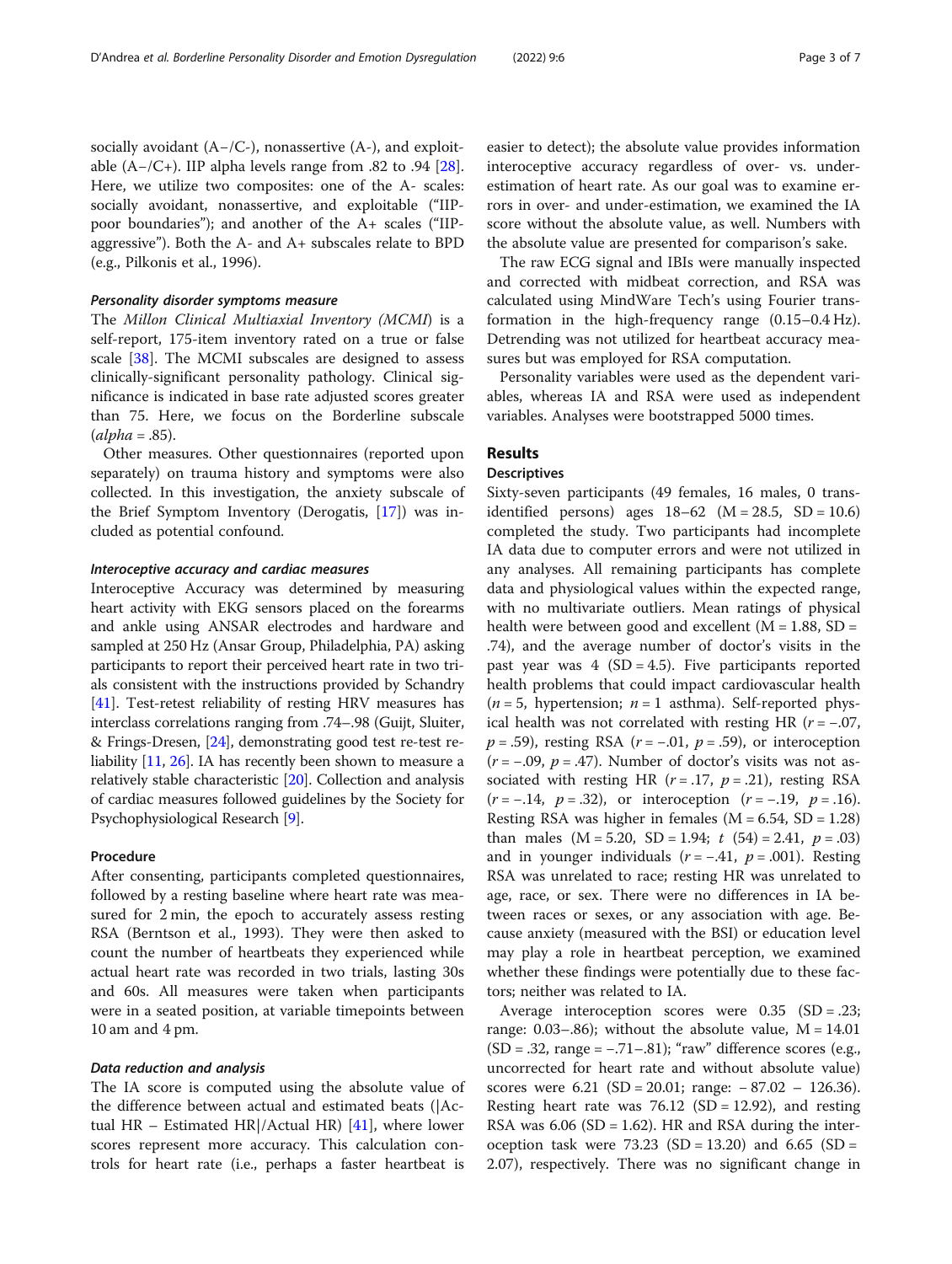socially avoidant (A−/C-), nonassertive (A-), and exploitable (A−/C+). IIP alpha levels range from .82 to .94 [28]. Here, we utilize two composites: one of the A- scales: socially avoidant, nonassertive, and exploitable ("IIP-poor boundaries"); and another of the A+ scales ("IIP-aggressive"). Both the A- and A+ subscales relate to BPD (e.g., Pilkonis et al., 1996).

#### Personality disorder symptoms measure

The *Millon Clinical Multiaxial Inventory (MCMI)* is a self-report, 175-item inventory rated on a true or false scale [38]. The MCMI subscales are designed to assess clinically-significant personality pathology. Clinical significance is indicated in base rate adjusted scores greater than 75. Here, we focus on the Borderline subscale (*alpha* = .85).

Other measures. Other questionnaires (reported upon separately) on trauma history and symptoms were also collected. In this investigation, the anxiety subscale of the Brief Symptom Inventory (Derogatis, [17]) was included as potential confound.

#### Interoceptive accuracy and cardiac measures

Interoceptive Accuracy was determined by measuring heart activity with EKG sensors placed on the forearms and ankle using ANSAR electrodes and hardware and sampled at 250 Hz (Ansar Group, Philadelphia, PA) asking participants to report their perceived heart rate in two trials consistent with the instructions provided by Schandry [41]. Test-retest reliability of resting HRV measures has interclass correlations ranging from .74–.98 (Guijt, Sluiter, & Frings-Dresen, [24], demonstrating good test re-test reliability [11, 26]. IA has recently been shown to measure a relatively stable characteristic [20]. Collection and analysis of cardiac measures followed guidelines by the Society for Psychophysiological Research [9].

### Procedure

After consenting, participants completed questionnaires, followed by a resting baseline where heart rate was measured for 2 min, the epoch to accurately assess resting RSA (Berntson et al., 1993). They were then asked to count the number of heartbeats they experienced while actual heart rate was recorded in two trials, lasting 30s and 60s. All measures were taken when participants were in a seated position, at variable timepoints between 10 am and 4 pm.

### Data reduction and analysis

The IA score is computed using the absolute value of the difference between actual and estimated beats (|Actual HR – Estimated HR|/Actual HR) [41], where lower scores represent more accuracy. This calculation controls for heart rate (i.e., perhaps a faster heartbeat is easier to detect); the absolute value provides information interoceptive accuracy regardless of over- vs. underestimation of heart rate. As our goal was to examine errors in over- and under-estimation, we examined the IA score without the absolute value, as well. Numbers with the absolute value are presented for comparison's sake.

The raw ECG signal and IBIs were manually inspected and corrected with midbeat correction, and RSA was calculated using MindWare Tech's using Fourier transformation in the high-frequency range (0.15–0.4 Hz). Detrending was not utilized for heartbeat accuracy measures but was employed for RSA computation.

Personality variables were used as the dependent variables, whereas IA and RSA were used as independent variables. Analyses were bootstrapped 5000 times.

## Results

### Descriptives

Sixty-seven participants (49 females, 16 males, 0 trans-identified persons) ages 18–62 (M = 28.5, SD = 10.6) completed the study. Two participants had incomplete IA data due to computer errors and were not utilized in any analyses. All remaining participants has complete data and physiological values within the expected range, with no multivariate outliers. Mean ratings of physical health were between good and excellent (M = 1.88, SD = .74), and the average number of doctor's visits in the past year was 4 (SD = 4.5). Five participants reported health problems that could impact cardiovascular health ($n = 5$, hypertension; $n = 1$ asthma). Self-reported physical health was not correlated with resting HR ($r = -.07$, $p = .59$), resting RSA ($r = -.01$, $p = .59$), or interoception ($r = -.09$, $p = .47$). Number of doctor's visits was not associated with resting HR ($r = .17$, $p = .21$), resting RSA ($r = -.14$, $p = .32$), or interoception ($r = -.19$, $p = .16$). Resting RSA was higher in females (M = 6.54, SD = 1.28) than males (M = 5.20, SD = 1.94; $t$ (54) = 2.41, $p = .03$) and in younger individuals ($r = -.41$, $p = .001$). Resting RSA was unrelated to race; resting HR was unrelated to age, race, or sex. There were no differences in IA between races or sexes, or any association with age. Because anxiety (measured with the BSI) or education level may play a role in heartbeat perception, we examined whether these findings were potentially due to these factors; neither was related to IA.

Average interoception scores were 0.35 (SD = .23; range: 0.03–.86); without the absolute value, M = 14.01 (SD = .32, range = −.71–.81); "raw" difference scores (e.g., uncorrected for heart rate and without absolute value) scores were 6.21 (SD = 20.01; range: − 87.02 – 126.36). Resting heart rate was 76.12 (SD = 12.92), and resting RSA was 6.06 (SD = 1.62). HR and RSA during the interoception task were 73.23 (SD = 13.20) and 6.65 (SD = 2.07), respectively. There was no significant change in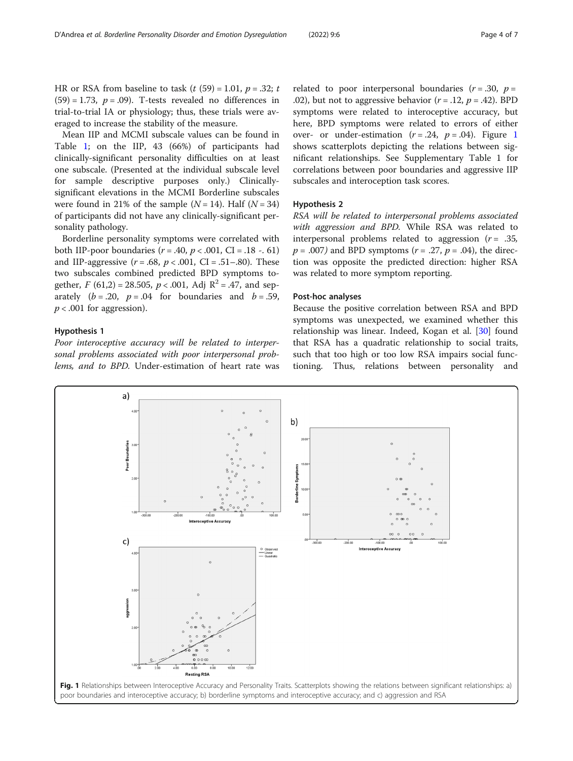HR or RSA from baseline to task ($t$ (59) = 1.01, $p$ = .32; $t$ (59) = 1.73, $p$ = .09). T-tests revealed no differences in trial-to-trial IA or physiology; thus, these trials were averaged to increase the stability of the measure.

Mean IIP and MCMI subscale values can be found in Table 1; on the IIP, 43 (66%) of participants had clinically-significant personality difficulties on at least one subscale. (Presented at the individual subscale level for sample descriptive purposes only.) Clinically-significant elevations in the MCMI Borderline subscales were found in 21% of the sample ($N$ = 14). Half ($N$ = 34) of participants did not have any clinically-significant personality pathology.

Borderline personality symptoms were correlated with both IIP-poor boundaries ($r$ = .40, $p$ < .001, CI = .18 -. 61) and IIP-aggressive ($r$ = .68, $p$ < .001, CI = .51–.80). These two subscales combined predicted BPD symptoms together, $F$ (61,2) = 28.505, $p$ < .001, Adj $R^2$ = .47, and separately ($b$ = .20, $p$ = .04 for boundaries and $b$ = .59, $p$ < .001 for aggression).

### Hypothesis 1

*Poor interoceptive accuracy will be related to interpersonal problems associated with poor interpersonal problems, and to BPD.* Under-estimation of heart rate was related to poor interpersonal boundaries ($r$ = .30, $p$ = .02), but not to aggressive behavior ($r$ = .12, $p$ = .42). BPD symptoms were related to interoceptive accuracy, but here, BPD symptoms were related to errors of either over- or under-estimation ($r$ = .24, $p$ = .04). Figure 1 shows scatterplots depicting the relations between significant relationships. See Supplementary Table 1 for correlations between poor boundaries and aggressive IIP subscales and interoception task scores.

### Hypothesis 2

*RSA will be related to interpersonal problems associated with aggression and BPD.* While RSA was related to interpersonal problems related to aggression ($r$ = .35, $p$ = .007) and BPD symptoms ($r$ = .27, $p$ = .04), the direction was opposite the predicted direction: higher RSA was related to more symptom reporting.

### Post-hoc analyses

Because the positive correlation between RSA and BPD symptoms was unexpected, we examined whether this relationship was linear. Indeed, Kogan et al. [30] found that RSA has a quadratic relationship to social traits, such that too high or too low RSA impairs social functioning. Thus, relations between personality and

**Fig. 1** Relationships between Interoceptive Accuracy and Personality Traits. Scatterplots showing the relations between significant relationships: a) poor boundaries and interoceptive accuracy; b) borderline symptoms and interoceptive accuracy; and c) aggression and RSA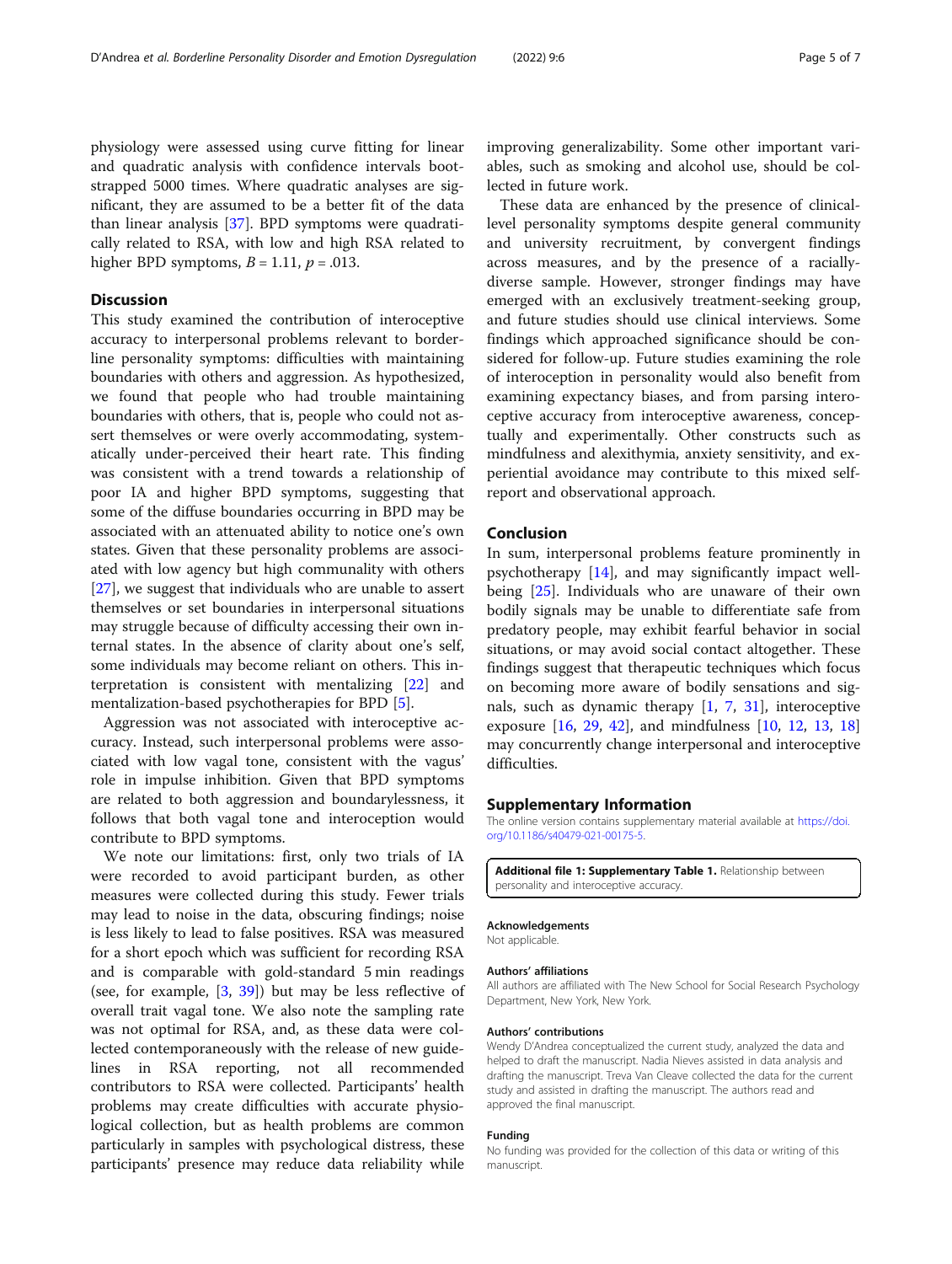physiology were assessed using curve fitting for linear and quadratic analysis with confidence intervals bootstrapped 5000 times. Where quadratic analyses are significant, they are assumed to be a better fit of the data than linear analysis [37]. BPD symptoms were quadratically related to RSA, with low and high RSA related to higher BPD symptoms, $B = 1.11$, $p = .013$.

## Discussion

This study examined the contribution of interoceptive accuracy to interpersonal problems relevant to borderline personality symptoms: difficulties with maintaining boundaries with others and aggression. As hypothesized, we found that people who had trouble maintaining boundaries with others, that is, people who could not assert themselves or were overly accommodating, systematically under-perceived their heart rate. This finding was consistent with a trend towards a relationship of poor IA and higher BPD symptoms, suggesting that some of the diffuse boundaries occurring in BPD may be associated with an attenuated ability to notice one's own states. Given that these personality problems are associated with low agency but high communality with others [27], we suggest that individuals who are unable to assert themselves or set boundaries in interpersonal situations may struggle because of difficulty accessing their own internal states. In the absence of clarity about one's self, some individuals may become reliant on others. This interpretation is consistent with mentalizing [22] and mentalization-based psychotherapies for BPD [5].

Aggression was not associated with interoceptive accuracy. Instead, such interpersonal problems were associated with low vagal tone, consistent with the vagus' role in impulse inhibition. Given that BPD symptoms are related to both aggression and boundarylessness, it follows that both vagal tone and interoception would contribute to BPD symptoms.

We note our limitations: first, only two trials of IA were recorded to avoid participant burden, as other measures were collected during this study. Fewer trials may lead to noise in the data, obscuring findings; noise is less likely to lead to false positives. RSA was measured for a short epoch which was sufficient for recording RSA and is comparable with gold-standard 5 min readings (see, for example, [3, 39]) but may be less reflective of overall trait vagal tone. We also note the sampling rate was not optimal for RSA, and, as these data were collected contemporaneously with the release of new guidelines in RSA reporting, not all recommended contributors to RSA were collected. Participants' health problems may create difficulties with accurate physiological collection, but as health problems are common particularly in samples with psychological distress, these participants' presence may reduce data reliability while improving generalizability. Some other important variables, such as smoking and alcohol use, should be collected in future work.

These data are enhanced by the presence of clinical-level personality symptoms despite general community and university recruitment, by convergent findings across measures, and by the presence of a racially-diverse sample. However, stronger findings may have emerged with an exclusively treatment-seeking group, and future studies should use clinical interviews. Some findings which approached significance should be considered for follow-up. Future studies examining the role of interoception in personality would also benefit from examining expectancy biases, and from parsing interoceptive accuracy from interoceptive awareness, conceptually and experimentally. Other constructs such as mindfulness and alexithymia, anxiety sensitivity, and experiential avoidance may contribute to this mixed self-report and observational approach.

## Conclusion

In sum, interpersonal problems feature prominently in psychotherapy [14], and may significantly impact well-being [25]. Individuals who are unaware of their own bodily signals may be unable to differentiate safe from predatory people, may exhibit fearful behavior in social situations, or may avoid social contact altogether. These findings suggest that therapeutic techniques which focus on becoming more aware of bodily sensations and signals, such as dynamic therapy [1, 7, 31], interoceptive exposure [16, 29, 42], and mindfulness [10, 12, 13, 18] may concurrently change interpersonal and interoceptive difficulties.

## Supplementary Information

The online version contains supplementary material available at https://doi.org/10.1186/s40479-021-00175-5.

**Additional file 1: Supplementary Table 1.** Relationship between personality and interoceptive accuracy.

#### Acknowledgements

Not applicable.

#### Authors' affiliations

All authors are affiliated with The New School for Social Research Psychology Department, New York, New York.

#### Authors' contributions

Wendy D'Andrea conceptualized the current study, analyzed the data and helped to draft the manuscript. Nadia Nieves assisted in data analysis and drafting the manuscript. Treva Van Cleave collected the data for the current study and assisted in drafting the manuscript. The authors read and approved the final manuscript.

#### Funding

No funding was provided for the collection of this data or writing of this manuscript.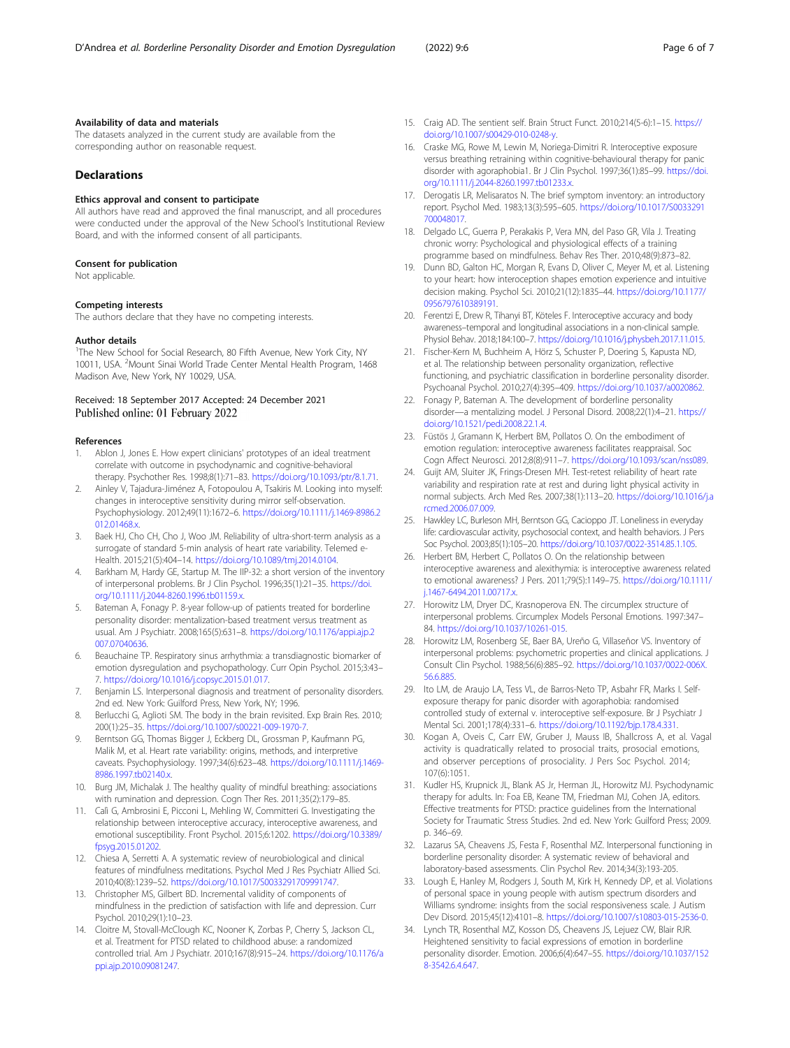### Availability of data and materials

The datasets analyzed in the current study are available from the corresponding author on reasonable request.

## Declarations

### Ethics approval and consent to participate

All authors have read and approved the final manuscript, and all procedures were conducted under the approval of the New School's Institutional Review Board, and with the informed consent of all participants.

### Consent for publication

Not applicable.

### Competing interests

The authors declare that they have no competing interests.

### Author details

[1]The New School for Social Research, 80 Fifth Avenue, New York City, NY 10011, USA. [2]Mount Sinai World Trade Center Mental Health Program, 1468 Madison Ave, New York, NY 10029, USA.

Received: 18 September 2017 Accepted: 24 December 2021
Published online: 01 February 2022

### References

1. Ablon J, Jones E. How expert clinicians' prototypes of an ideal treatment correlate with outcome in psychodynamic and cognitive-behavioral therapy. Psychother Res. 1998;8(1):71–83. https://doi.org/10.1093/ptr/8.1.71.
2. Ainley V, Tajadura-Jiménez A, Fotopoulou A, Tsakiris M. Looking into myself: changes in interoceptive sensitivity during mirror self-observation. Psychophysiology. 2012;49(11):1672–6. https://doi.org/10.1111/j.1469-8986.2012.01468.x.
3. Baek HJ, Cho CH, Cho J, Woo JM. Reliability of ultra-short-term analysis as a surrogate of standard 5-min analysis of heart rate variability. Telemed e-Health. 2015;21(5):404–14. https://doi.org/10.1089/tmj.2014.0104.
4. Barkham M, Hardy GE, Startup M. The IIP-32: a short version of the inventory of interpersonal problems. Br J Clin Psychol. 1996;35(1):21–35. https://doi.org/10.1111/j.2044-8260.1996.tb01159.x.
5. Bateman A, Fonagy P. 8-year follow-up of patients treated for borderline personality disorder: mentalization-based treatment versus treatment as usual. Am J Psychiatr. 2008;165(5):631–8. https://doi.org/10.1176/appi.ajp.2007.07040636.
6. Beauchaine TP. Respiratory sinus arrhythmia: a transdiagnostic biomarker of emotion dysregulation and psychopathology. Curr Opin Psychol. 2015;3:43–7. https://doi.org/10.1016/j.copsyc.2015.01.017.
7. Benjamin LS. Interpersonal diagnosis and treatment of personality disorders. 2nd ed. New York: Guilford Press, New York, NY; 1996.
8. Berlucchi G, Aglioti SM. The body in the brain revisited. Exp Brain Res. 2010;200(1):25–35. https://doi.org/10.1007/s00221-009-1970-7.
9. Berntson GG, Thomas Bigger J, Eckberg DL, Grossman P, Kaufmann PG, Malik M, et al. Heart rate variability: origins, methods, and interpretive caveats. Psychophysiology. 1997;34(6):623–48. https://doi.org/10.1111/j.1469-8986.1997.tb02140.x.
10. Burg JM, Michalak J. The healthy quality of mindful breathing: associations with rumination and depression. Cogn Ther Res. 2011;35(2):179–85.
11. Calì G, Ambrosini E, Picconi L, Mehling W, Committeri G. Investigating the relationship between interoceptive accuracy, interoceptive awareness, and emotional susceptibility. Front Psychol. 2015;6:1202. https://doi.org/10.3389/fpsyg.2015.01202.
12. Chiesa A, Serretti A. A systematic review of neurobiological and clinical features of mindfulness meditations. Psychol Med J Res Psychiatr Allied Sci. 2010;40(8):1239–52. https://doi.org/10.1017/S0033291709991747.
13. Christopher MS, Gilbert BD. Incremental validity of components of mindfulness in the prediction of satisfaction with life and depression. Curr Psychol. 2010;29(1):10–23.
14. Cloitre M, Stovall-McClough KC, Nooner K, Zorbas P, Cherry S, Jackson CL, et al. Treatment for PTSD related to childhood abuse: a randomized controlled trial. Am J Psychiatr. 2010;167(8):915–24. https://doi.org/10.1176/appi.ajp.2010.09081247.
15. Craig AD. The sentient self. Brain Struct Funct. 2010;214(5-6):1–15. https://doi.org/10.1007/s00429-010-0248-y.
16. Craske MG, Rowe M, Lewin M, Noriega-Dimitri R. Interoceptive exposure versus breathing retraining within cognitive-behavioural therapy for panic disorder with agoraphobia1. Br J Clin Psychol. 1997;36(1):85–99. https://doi.org/10.1111/j.2044-8260.1997.tb01233.x.
17. Derogatis LR, Melisaratos N. The brief symptom inventory: an introductory report. Psychol Med. 1983;13(3):595–605. https://doi.org/10.1017/S0033291700048017.
18. Delgado LC, Guerra P, Perakakis P, Vera MN, del Paso GR, Vila J. Treating chronic worry: Psychological and physiological effects of a training programme based on mindfulness. Behav Res Ther. 2010;48(9):873–82.
19. Dunn BD, Galton HC, Morgan R, Evans D, Oliver C, Meyer M, et al. Listening to your heart: how interoception shapes emotion experience and intuitive decision making. Psychol Sci. 2010;21(12):1835–44. https://doi.org/10.1177/0956797610389191.
20. Ferentzi E, Drew R, Tihanyi BT, Köteles F. Interoceptive accuracy and body awareness–temporal and longitudinal associations in a non-clinical sample. Physiol Behav. 2018;184:100–7. https://doi.org/10.1016/j.physbeh.2017.11.015.
21. Fischer-Kern M, Buchheim A, Hörz S, Schuster P, Doering S, Kapusta ND, et al. The relationship between personality organization, reflective functioning, and psychiatric classification in borderline personality disorder. Psychoanal Psychol. 2010;27(4):395–409. https://doi.org/10.1037/a0020862.
22. Fonagy P, Bateman A. The development of borderline personality disorder—a mentalizing model. J Personal Disord. 2008;22(1):4–21. https://doi.org/10.1521/pedi.2008.22.1.4.
23. Füstös J, Gramann K, Herbert BM, Pollatos O. On the embodiment of emotion regulation: interoceptive awareness facilitates reappraisal. Soc Cogn Affect Neurosci. 2012;8(8):911–7. https://doi.org/10.1093/scan/nss089.
24. Guijt AM, Sluiter JK, Frings-Dresen MH. Test-retest reliability of heart rate variability and respiration rate at rest and during light physical activity in normal subjects. Arch Med Res. 2007;38(1):113–20. https://doi.org/10.1016/j.arcmed.2006.07.009.
25. Hawkley LC, Burleson MH, Berntson GG, Cacioppo JT. Loneliness in everyday life: cardiovascular activity, psychosocial context, and health behaviors. J Pers Soc Psychol. 2003;85(1):105–20. https://doi.org/10.1037/0022-3514.85.1.105.
26. Herbert BM, Herbert C, Pollatos O. On the relationship between interoceptive awareness and alexithymia: is interoceptive awareness related to emotional awareness? J Pers. 2011;79(5):1149–75. https://doi.org/10.1111/j.1467-6494.2011.00717.x.
27. Horowitz LM, Dryer DC, Krasnoperova EN. The circumplex structure of interpersonal problems. Circumplex Models Personal Emotions. 1997:347–84. https://doi.org/10.1037/10261-015.
28. Horowitz LM, Rosenberg SE, Baer BA, Ureño G, Villaseñor VS. Inventory of interpersonal problems: psychometric properties and clinical applications. J Consult Clin Psychol. 1988;56(6):885–92. https://doi.org/10.1037/0022-006X.56.6.885.
29. Ito LM, de Araujo LA, Tess VL, de Barros-Neto TP, Asbahr FR, Marks I. Self-exposure therapy for panic disorder with agoraphobia: randomised controlled study of external v. interoceptive self-exposure. Br J Psychiatr J Mental Sci. 2001;178(4):331–6. https://doi.org/10.1192/bjp.178.4.331.
30. Kogan A, Oveis C, Carr EW, Gruber J, Mauss IB, Shallcross A, et al. Vagal activity is quadratically related to prosocial traits, prosocial emotions, and observer perceptions of prosociality. J Pers Soc Psychol. 2014;107(6):1051.
31. Kudler HS, Krupnick JL, Blank AS Jr, Herman JL, Horowitz MJ. Psychodynamic therapy for adults. In: Foa EB, Keane TM, Friedman MJ, Cohen JA, editors. Effective treatments for PTSD: practice guidelines from the International Society for Traumatic Stress Studies. 2nd ed. New York: Guilford Press; 2009. p. 346–69.
32. Lazarus SA, Cheavens JS, Festa F, Rosenthal MZ. Interpersonal functioning in borderline personality disorder: A systematic review of behavioral and laboratory-based assessments. Clin Psychol Rev. 2014;34(3):193-205.
33. Lough E, Hanley M, Rodgers J, South M, Kirk H, Kennedy DP, et al. Violations of personal space in young people with autism spectrum disorders and Williams syndrome: insights from the social responsiveness scale. J Autism Dev Disord. 2015;45(12):4101–8. https://doi.org/10.1007/s10803-015-2536-0.
34. Lynch TR, Rosenthal MZ, Kosson DS, Cheavens JS, Lejuez CW, Blair RJR. Heightened sensitivity to facial expressions of emotion in borderline personality disorder. Emotion. 2006;6(4):647–55. https://doi.org/10.1037/1528-3542.6.4.647.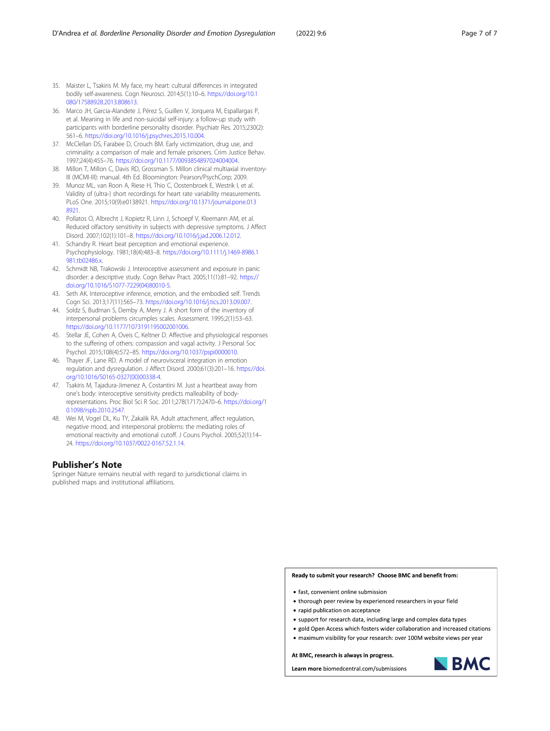35. Maister L, Tsakiris M. My face, my heart: cultural differences in integrated bodily self-awareness. Cogn Neurosci. 2014;5(1):10–6. https://doi.org/10.1080/17588928.2013.808613.
36. Marco JH, Garcia-Alandete J, Pérez S, Guillen V, Jorquera M, Espallargas P, et al. Meaning in life and non-suicidal self-injury: a follow-up study with participants with borderline personality disorder. Psychiatr Res. 2015;230(2):561–6. https://doi.org/10.1016/j.psychres.2015.10.004.
37. McClellan DS, Farabee D, Crouch BM. Early victimization, drug use, and criminality: a comparison of male and female prisoners. Crim Justice Behav. 1997;24(4):455–76. https://doi.org/10.1177/0093854897024004004.
38. Millon T, Millon C, Davis RD, Grossman S. Millon clinical multiaxial inventory-III (MCMI-III): manual. 4th Ed. Bloomington: Pearson/PsychCorp; 2009.
39. Munoz ML, van Roon A, Riese H, Thio C, Oostenbroek E, Westrik I, et al. Validity of (ultra-) short recordings for heart rate variability measurements. PLoS One. 2015;10(9):e0138921. https://doi.org/10.1371/journal.pone.0138921.
40. Pollatos O, Albrecht J, Kopietz R, Linn J, Schoepf V, Kleemann AM, et al. Reduced olfactory sensitivity in subjects with depressive symptoms. J Affect Disord. 2007;102(1):101–8. https://doi.org/10.1016/j.jad.2006.12.012.
41. Schandry R. Heart beat perception and emotional experience. Psychophysiology. 1981;18(4):483–8. https://doi.org/10.1111/j.1469-8986.1981.tb02486.x.
42. Schmidt NB, Trakowski J. Interoceptive assessment and exposure in panic disorder: a descriptive study. Cogn Behav Pract. 2005;11(1):81–92. https://doi.org/10.1016/S1077-7229(04)80010-5.
43. Seth AK. Interoceptive inference, emotion, and the embodied self. Trends Cogn Sci. 2013;17(11):565–73. https://doi.org/10.1016/j.tics.2013.09.007.
44. Soldz S, Budman S, Demby A, Merry J. A short form of the inventory of interpersonal problems circumples scales. Assessment. 1995;2(1):53–63. https://doi.org/10.1177/1073191195002001006.
45. Stellar JE, Cohen A, Oveis C, Keltner D. Affective and physiological responses to the suffering of others: compassion and vagal activity. J Personal Soc Psychol. 2015;108(4):572–85. https://doi.org/10.1037/pspi0000010.
46. Thayer JF, Lane RD. A model of neurovisceral integration in emotion regulation and dysregulation. J Affect Disord. 2000;61(3):201–16. https://doi.org/10.1016/S0165-0327(00)00338-4.
47. Tsakiris M, Tajadura-Jimenez A, Costantini M. Just a heartbeat away from one's body: interoceptive sensitivity predicts malleability of body-representations. Proc Biol Sci R Soc. 2011;278(1717):2470–6. https://doi.org/10.1098/rspb.2010.2547.
48. Wei M, Vogel DL, Ku TY, Zakalik RA. Adult attachment, affect regulation, negative mood, and interpersonal problems: the mediating roles of emotional reactivity and emotional cutoff. J Couns Psychol. 2005;52(1):14–24. https://doi.org/10.1037/0022-0167.52.1.14.

## Publisher's Note

Springer Nature remains neutral with regard to jurisdictional claims in published maps and institutional affiliations.

**Ready to submit your research? Choose BMC and benefit from:**

- fast, convenient online submission
- thorough peer review by experienced researchers in your field
- rapid publication on acceptance
- support for research data, including large and complex data types
- gold Open Access which fosters wider collaboration and increased citations
- maximum visibility for your research: over 100M website views per year

**At BMC, research is always in progress.**

**Learn more** biomedcentral.com/submissions

BMC